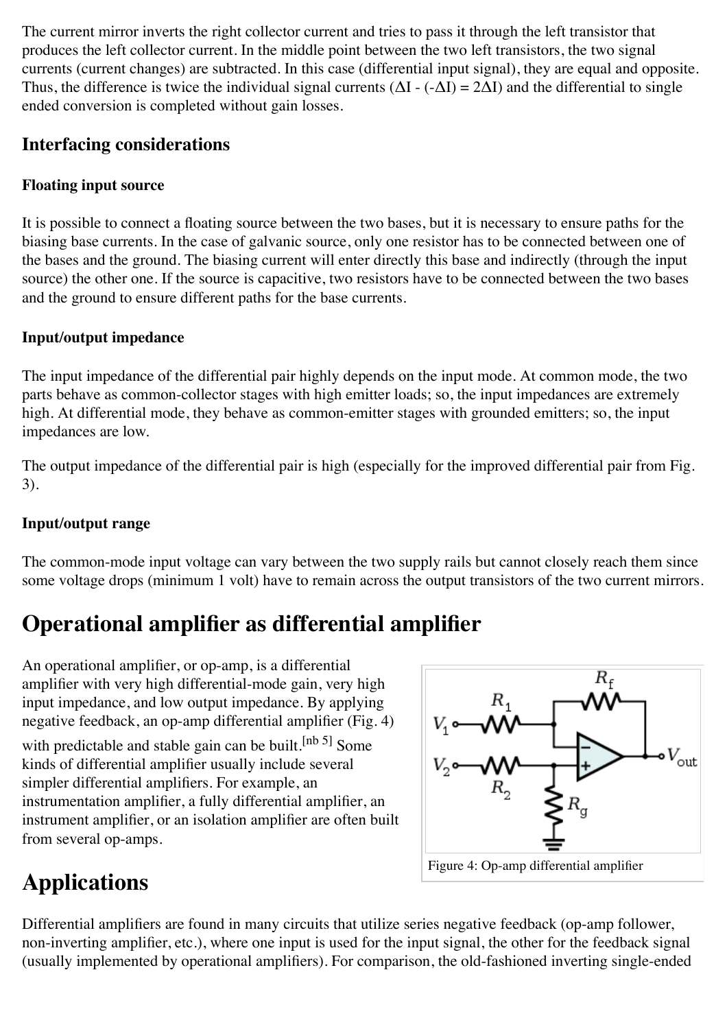The current mirror inverts the right collector current and tries to pass it through the left transistor that produces the left collector current. In the middle point between the two left transistors, the two signal currents (current changes) are subtracted. In this case (differential input signal), they are equal and opposite. Thus, the difference is twice the individual signal currents ($\Delta I - (-\Delta I) = 2\Delta I$) and the differential to single ended conversion is completed without gain losses.

## Interfacing considerations

### Floating input source

It is possible to connect a floating source between the two bases, but it is necessary to ensure paths for the biasing base currents. In the case of galvanic source, only one resistor has to be connected between one of the bases and the ground. The biasing current will enter directly this base and indirectly (through the input source) the other one. If the source is capacitive, two resistors have to be connected between the two bases and the ground to ensure different paths for the base currents.

### Input/output impedance

The input impedance of the differential pair highly depends on the input mode. At common mode, the two parts behave as common-collector stages with high emitter loads; so, the input impedances are extremely high. At differential mode, they behave as common-emitter stages with grounded emitters; so, the input impedances are low.

The output impedance of the differential pair is high (especially for the improved differential pair from Fig. 3).

### Input/output range

The common-mode input voltage can vary between the two supply rails but cannot closely reach them since some voltage drops (minimum 1 volt) have to remain across the output transistors of the two current mirrors.

# Operational amplifier as differential amplifier

An operational amplifier, or op-amp, is a differential amplifier with very high differential-mode gain, very high input impedance, and low output impedance. By applying negative feedback, an op-amp differential amplifier (Fig. 4) with predictable and stable gain can be built.[nb 5] Some kinds of differential amplifier usually include several simpler differential amplifiers. For example, an instrumentation amplifier, a fully differential amplifier, an instrument amplifier, or an isolation amplifier are often built from several op-amps.

Figure 4: Op-amp differential amplifier

# Applications

Differential amplifiers are found in many circuits that utilize series negative feedback (op-amp follower, non-inverting amplifier, etc.), where one input is used for the input signal, the other for the feedback signal (usually implemented by operational amplifiers). For comparison, the old-fashioned inverting single-ended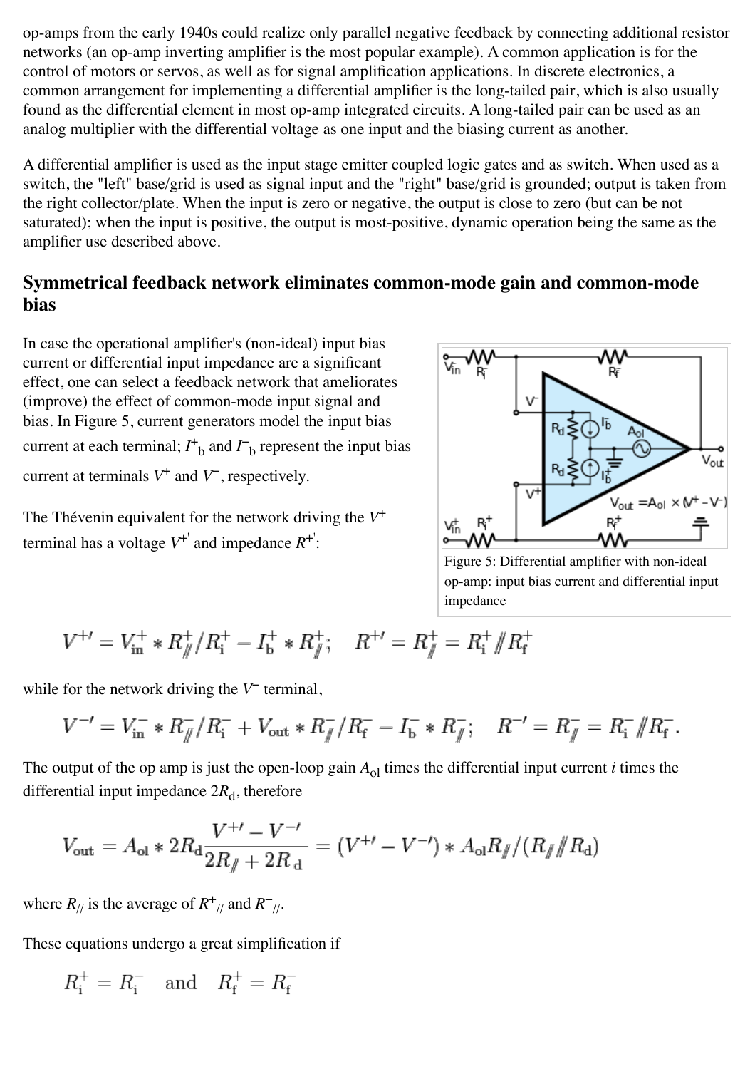op-amps from the early 1940s could realize only parallel negative feedback by connecting additional resistor networks (an op-amp inverting amplifier is the most popular example). A common application is for the control of motors or servos, as well as for signal amplification applications. In discrete electronics, a common arrangement for implementing a differential amplifier is the long-tailed pair, which is also usually found as the differential element in most op-amp integrated circuits. A long-tailed pair can be used as an analog multiplier with the differential voltage as one input and the biasing current as another.

A differential amplifier is used as the input stage emitter coupled logic gates and as switch. When used as a switch, the "left" base/grid is used as signal input and the "right" base/grid is grounded; output is taken from the right collector/plate. When the input is zero or negative, the output is close to zero (but can be not saturated); when the input is positive, the output is most-positive, dynamic operation being the same as the amplifier use described above.

## Symmetrical feedback network eliminates common-mode gain and common-mode bias

In case the operational amplifier's (non-ideal) input bias current or differential input impedance are a significant effect, one can select a feedback network that ameliorates (improve) the effect of common-mode input signal and bias. In Figure 5, current generators model the input bias current at each terminal; $I^+_b$ and $I^-_b$ represent the input bias current at terminals $V^+$ and $V^-$, respectively.

Vin Ri Rf V- Rd Ib Aol Rd Ib+ Vout V+ Vout =Aol × (V+ - V-) Vin+ Rf+ Rf+

Figure 5: Differential amplifier with non-ideal op-amp: input bias current and differential input impedance

The Thévenin equivalent for the network driving the $V^+$ terminal has a voltage $V^{+'}$ and impedance $R^{+'}$:

$$V^{+\prime} = V^+_{\text{in}} * R^+_{/\!/}/R^+_{\text{i}} - I^+_{\text{b}} * R^+_{/\!/}; \quad R^{+\prime} = R^+_{/\!/} = R^+_{\text{i}} /\!/ R^+_{\text{f}}$$

while for the network driving the $V^-$ terminal,

$$V^{-\prime} = V^-_{\text{in}} * R^-_{/\!/}/R^-_{\text{i}} + V_{\text{out}} * R^-_{/\!/}/R^-_{\text{f}} - I^-_{\text{b}} * R^-_{/\!/}; \quad R^{-\prime} = R^-_{/\!/} = R^-_{\text{i}} /\!/ R^-_{\text{f}}.$$

The output of the op amp is just the open-loop gain $A_{\text{ol}}$ times the differential input current $i$ times the differential input impedance $2R_{\text{d}}$, therefore

$$V_{\text{out}} = A_{\text{ol}} * 2R_{\text{d}} \frac{V^{+\prime} - V^{-\prime}}{2R_{/\!/} + 2R_{\text{d}}} = (V^{+\prime} - V^{-\prime}) * A_{\text{ol}} R_{/\!/}/(R_{/\!/} /\!/ R_{\text{d}})$$

where $R_{/\!/}$ is the average of $R^+_{/\!/}$ and $R^-_{/\!/}$.

These equations undergo a great simplification if

$$R^+_{\text{i}} = R^-_{\text{i}} \quad \text{and} \quad R^+_{\text{f}} = R^-_{\text{f}}$$